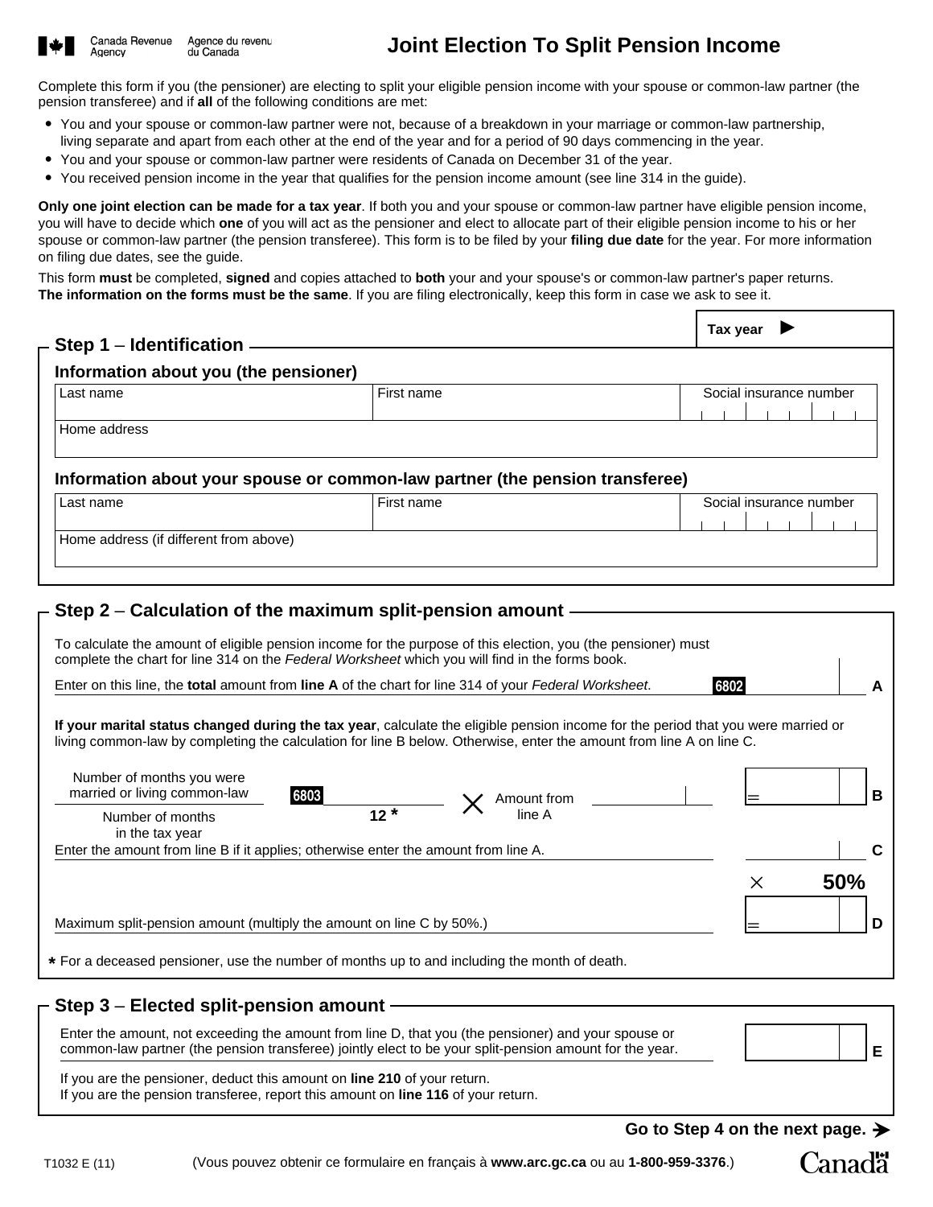Canada Revenue Agency / Agence du revenu du Canada

# Joint Election To Split Pension Income

Complete this form if you (the pensioner) are electing to split your eligible pension income with your spouse or common-law partner (the pension transferee) and if **all** of the following conditions are met:

- You and your spouse or common-law partner were not, because of a breakdown in your marriage or common-law partnership, living separate and apart from each other at the end of the year and for a period of 90 days commencing in the year.
- You and your spouse or common-law partner were residents of Canada on December 31 of the year.
- You received pension income in the year that qualifies for the pension income amount (see line 314 in the guide).

**Only one joint election can be made for a tax year**. If both you and your spouse or common-law partner have eligible pension income, you will have to decide which **one** of you will act as the pensioner and elect to allocate part of their eligible pension income to his or her spouse or common-law partner (the pension transferee). This form is to be filed by your **filing due date** for the year. For more information on filing due dates, see the guide.

This form **must** be completed, **signed** and copies attached to **both** your and your spouse's or common-law partner's paper returns. **The information on the forms must be the same**. If you are filing electronically, keep this form in case we ask to see it.

Tax year ▶

## Step 1 – Identification

### Information about you (the pensioner)

| Last name | First name | Social insurance number |
|---|---|---|
| | | |

| Home address |
|---|
| |

### Information about your spouse or common-law partner (the pension transferee)

| Last name | First name | Social insurance number |
|---|---|---|
| | | |

| Home address (if different from above) |
|---|
| |

## Step 2 – Calculation of the maximum split-pension amount

To calculate the amount of eligible pension income for the purpose of this election, you (the pensioner) must complete the chart for line 314 on the *Federal Worksheet* which you will find in the forms book.

Enter on this line, the **total** amount from **line A** of the chart for line 314 of your *Federal Worksheet*. 6802 ______ **A**

**If your marital status changed during the tax year**, calculate the eligible pension income for the period that you were married or living common-law by completing the calculation for line B below. Otherwise, enter the amount from line A on line C.

$$\frac{\text{Number of months you were married or living common-law (6803) } \_\_\_\_}{\text{Number of months in the tax year: } 12\text{*}} \times \text{Amount from line A } \_\_\_\_ = \_\_\_\_ \quad \textbf{B}$$

Enter the amount from line B if it applies; otherwise enter the amount from line A. ______ **C**

× **50%**

Maximum split-pension amount (multiply the amount on line C by 50%.) = ______ **D**

**\*** For a deceased pensioner, use the number of months up to and including the month of death.

## Step 3 – Elected split-pension amount

Enter the amount, not exceeding the amount from line D, that you (the pensioner) and your spouse or common-law partner (the pension transferee) jointly elect to be your split-pension amount for the year. ______ **E**

If you are the pensioner, deduct this amount on **line 210** of your return.
If you are the pension transferee, report this amount on **line 116** of your return.

**Go to Step 4 on the next page.** ➔

T1032 E (11) (Vous pouvez obtenir ce formulaire en français à **www.arc.gc.ca** ou au **1-800-959-3376**.)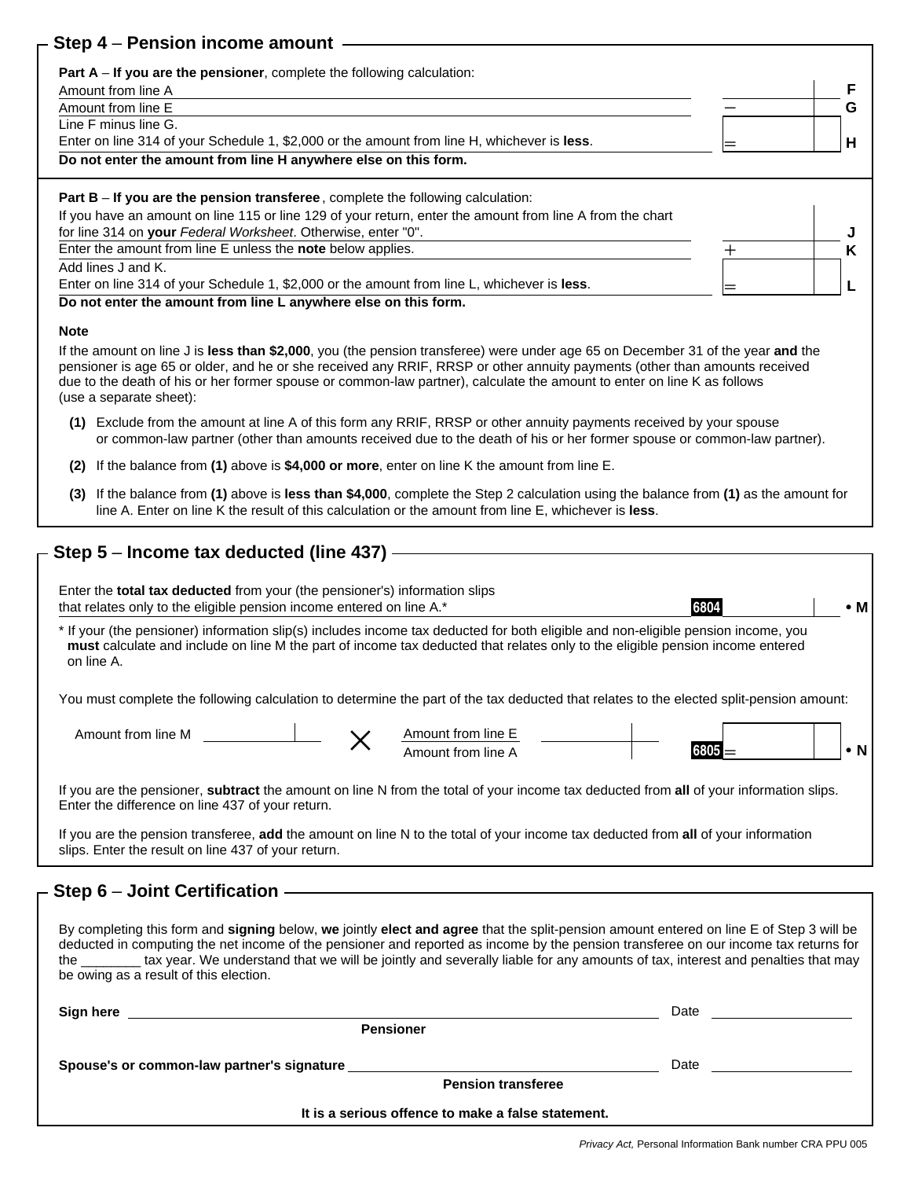## Step 4 – Pension income amount

**Part A** – **If you are the pensioner**, complete the following calculation:

| | | |
|---|---|---|
| Amount from line A | | F |
| Amount from line E | – | G |
| Line F minus line G. Enter on line 314 of your Schedule 1, $2,000 or the amount from line H, whichever is **less**. | = | H |

**Do not enter the amount from line H anywhere else on this form.**

**Part B** – **If you are the pension transferee**, complete the following calculation:

| | | |
|---|---|---|
| If you have an amount on line 115 or line 129 of your return, enter the amount from line A from the chart for line 314 on **your** *Federal Worksheet*. Otherwise, enter "0". | | J |
| Enter the amount from line E unless the **note** below applies. | + | K |
| Add lines J and K. Enter on line 314 of your Schedule 1, $2,000 or the amount from line L, whichever is **less**. | = | L |

**Do not enter the amount from line L anywhere else on this form.**

**Note**

If the amount on line J is **less than $2,000**, you (the pension transferee) were under age 65 on December 31 of the year **and** the pensioner is age 65 or older, and he or she received any RRIF, RRSP or other annuity payments (other than amounts received due to the death of his or her former spouse or common-law partner), calculate the amount to enter on line K as follows (use a separate sheet):

**(1)** Exclude from the amount at line A of this form any RRIF, RRSP or other annuity payments received by your spouse or common-law partner (other than amounts received due to the death of his or her former spouse or common-law partner).

**(2)** If the balance from **(1)** above is **$4,000 or more**, enter on line K the amount from line E.

**(3)** If the balance from **(1)** above is **less than $4,000**, complete the Step 2 calculation using the balance from **(1)** as the amount for line A. Enter on line K the result of this calculation or the amount from line E, whichever is **less**.

## Step 5 – Income tax deducted (line 437)

| | | |
|---|---|---|
| Enter the **total tax deducted** from your (the pensioner's) information slips that relates only to the eligible pension income entered on line A.* | 6804 | • M |

\* If your (the pensioner) information slip(s) includes income tax deducted for both eligible and non-eligible pension income, you **must** calculate and include on line M the part of income tax deducted that relates only to the eligible pension income entered on line A.

You must complete the following calculation to determine the part of the tax deducted that relates to the elected split-pension amount:

Amount from line M ________ × (Amount from line E / Amount from line A) ________ 6805 = ________ • N

If you are the pensioner, **subtract** the amount on line N from the total of your income tax deducted from **all** of your information slips. Enter the difference on line 437 of your return.

If you are the pension transferee, **add** the amount on line N to the total of your income tax deducted from **all** of your information slips. Enter the result on line 437 of your return.

## Step 6 – Joint Certification

By completing this form and **signing** below, **we** jointly **elect and agree** that the split-pension amount entered on line E of Step 3 will be deducted in computing the net income of the pensioner and reported as income by the pension transferee on our income tax returns for the ________ tax year. We understand that we will be jointly and severally liable for any amounts of tax, interest and penalties that may be owing as a result of this election.

**Sign here** ______________________________ Date ____________
**Pensioner**

**Spouse's or common-law partner's signature** ______________________________ Date ____________
**Pension transferee**

**It is a serious offence to make a false statement.**

*Privacy Act,* Personal Information Bank number CRA PPU 005